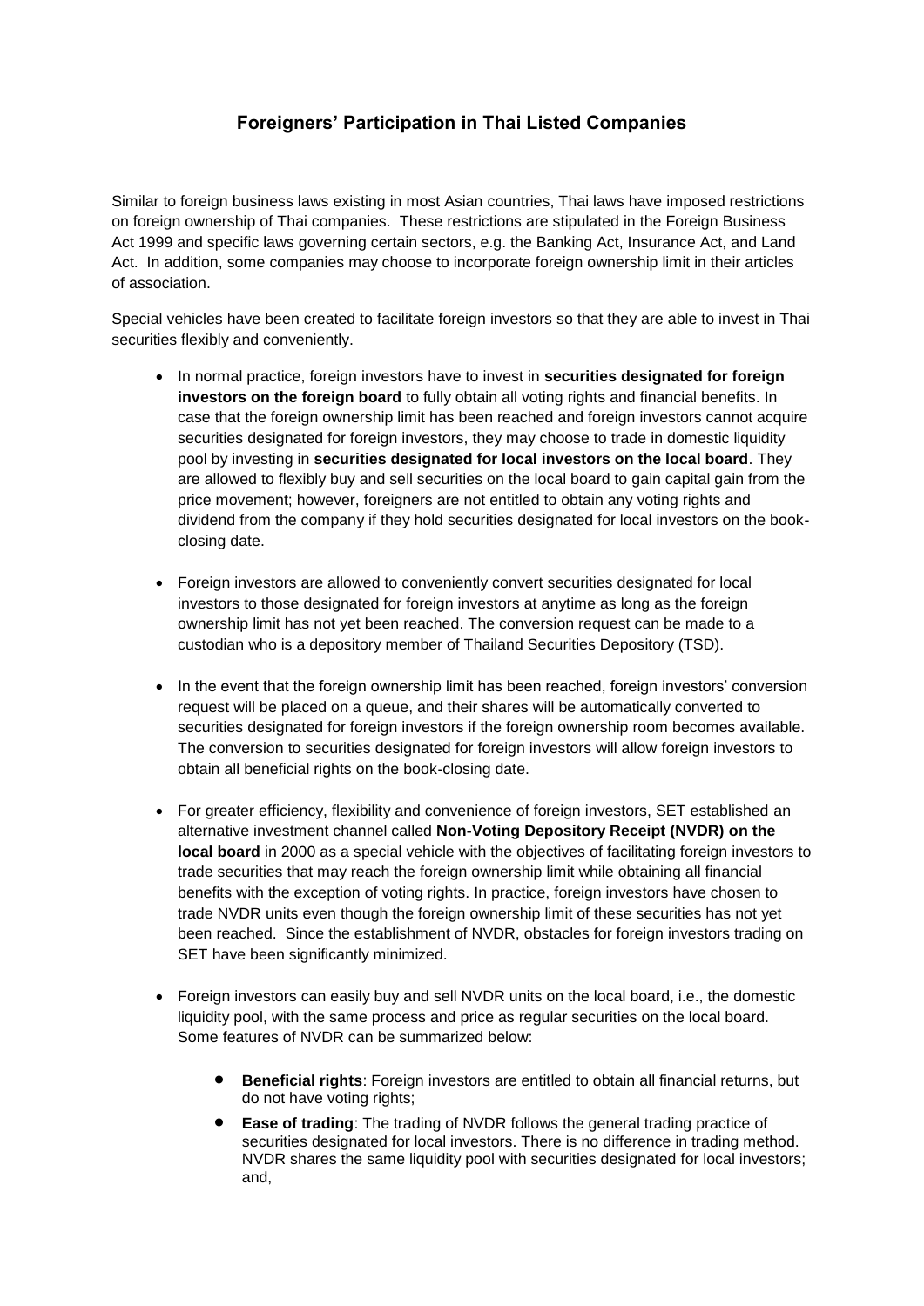# Foreigners' Participation in Thai Listed Companies

Similar to foreign business laws existing in most Asian countries, Thai laws have imposed restrictions on foreign ownership of Thai companies. These restrictions are stipulated in the Foreign Business Act 1999 and specific laws governing certain sectors, e.g. the Banking Act, Insurance Act, and Land Act. In addition, some companies may choose to incorporate foreign ownership limit in their articles of association.

Special vehicles have been created to facilitate foreign investors so that they are able to invest in Thai securities flexibly and conveniently.

- In normal practice, foreign investors have to invest in **securities designated for foreign investors on the foreign board** to fully obtain all voting rights and financial benefits. In case that the foreign ownership limit has been reached and foreign investors cannot acquire securities designated for foreign investors, they may choose to trade in domestic liquidity pool by investing in **securities designated for local investors on the local board**. They are allowed to flexibly buy and sell securities on the local board to gain capital gain from the price movement; however, foreigners are not entitled to obtain any voting rights and dividend from the company if they hold securities designated for local investors on the book-closing date.

- Foreign investors are allowed to conveniently convert securities designated for local investors to those designated for foreign investors at anytime as long as the foreign ownership limit has not yet been reached. The conversion request can be made to a custodian who is a depository member of Thailand Securities Depository (TSD).

- In the event that the foreign ownership limit has been reached, foreign investors' conversion request will be placed on a queue, and their shares will be automatically converted to securities designated for foreign investors if the foreign ownership room becomes available. The conversion to securities designated for foreign investors will allow foreign investors to obtain all beneficial rights on the book-closing date.

- For greater efficiency, flexibility and convenience of foreign investors, SET established an alternative investment channel called **Non-Voting Depository Receipt (NVDR) on the local board** in 2000 as a special vehicle with the objectives of facilitating foreign investors to trade securities that may reach the foreign ownership limit while obtaining all financial benefits with the exception of voting rights. In practice, foreign investors have chosen to trade NVDR units even though the foreign ownership limit of these securities has not yet been reached. Since the establishment of NVDR, obstacles for foreign investors trading on SET have been significantly minimized.

- Foreign investors can easily buy and sell NVDR units on the local board, i.e., the domestic liquidity pool, with the same process and price as regular securities on the local board. Some features of NVDR can be summarized below:

    - **Beneficial rights**: Foreign investors are entitled to obtain all financial returns, but do not have voting rights;
    - **Ease of trading**: The trading of NVDR follows the general trading practice of securities designated for local investors. There is no difference in trading method. NVDR shares the same liquidity pool with securities designated for local investors; and,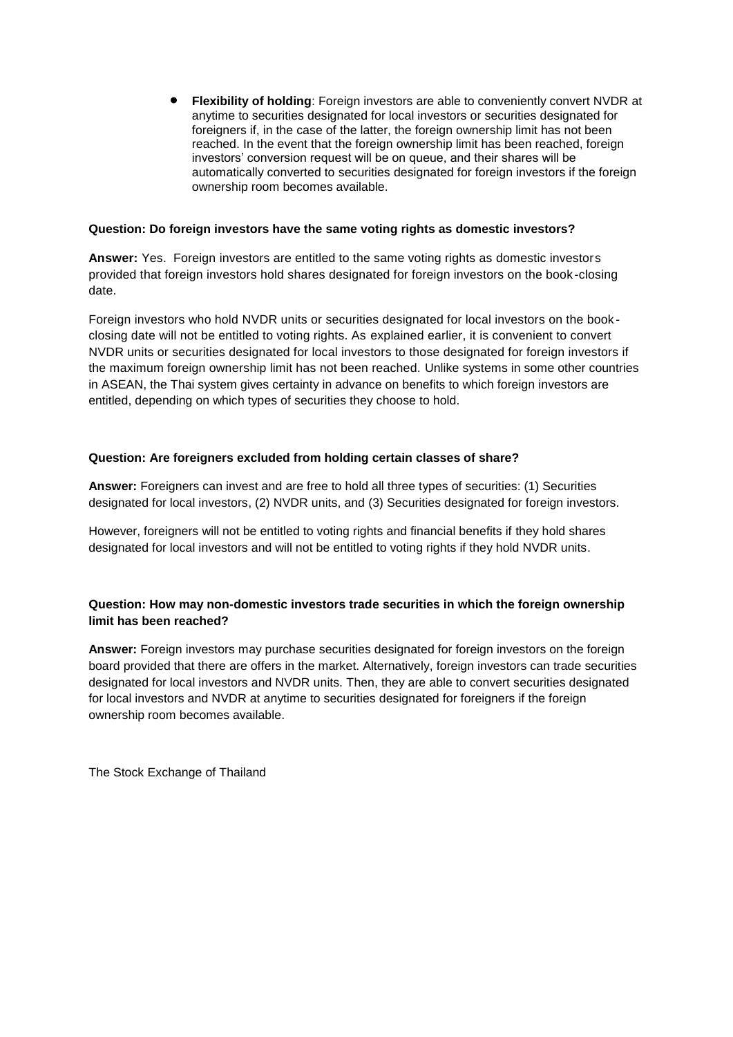- **Flexibility of holding**: Foreign investors are able to conveniently convert NVDR at anytime to securities designated for local investors or securities designated for foreigners if, in the case of the latter, the foreign ownership limit has not been reached. In the event that the foreign ownership limit has been reached, foreign investors' conversion request will be on queue, and their shares will be automatically converted to securities designated for foreign investors if the foreign ownership room becomes available.

**Question: Do foreign investors have the same voting rights as domestic investors?**

**Answer:** Yes. Foreign investors are entitled to the same voting rights as domestic investors provided that foreign investors hold shares designated for foreign investors on the book-closing date.

Foreign investors who hold NVDR units or securities designated for local investors on the book-closing date will not be entitled to voting rights. As explained earlier, it is convenient to convert NVDR units or securities designated for local investors to those designated for foreign investors if the maximum foreign ownership limit has not been reached. Unlike systems in some other countries in ASEAN, the Thai system gives certainty in advance on benefits to which foreign investors are entitled, depending on which types of securities they choose to hold.

**Question: Are foreigners excluded from holding certain classes of share?**

**Answer:** Foreigners can invest and are free to hold all three types of securities: (1) Securities designated for local investors, (2) NVDR units, and (3) Securities designated for foreign investors.

However, foreigners will not be entitled to voting rights and financial benefits if they hold shares designated for local investors and will not be entitled to voting rights if they hold NVDR units.

**Question: How may non-domestic investors trade securities in which the foreign ownership limit has been reached?**

**Answer:** Foreign investors may purchase securities designated for foreign investors on the foreign board provided that there are offers in the market. Alternatively, foreign investors can trade securities designated for local investors and NVDR units. Then, they are able to convert securities designated for local investors and NVDR at anytime to securities designated for foreigners if the foreign ownership room becomes available.

The Stock Exchange of Thailand